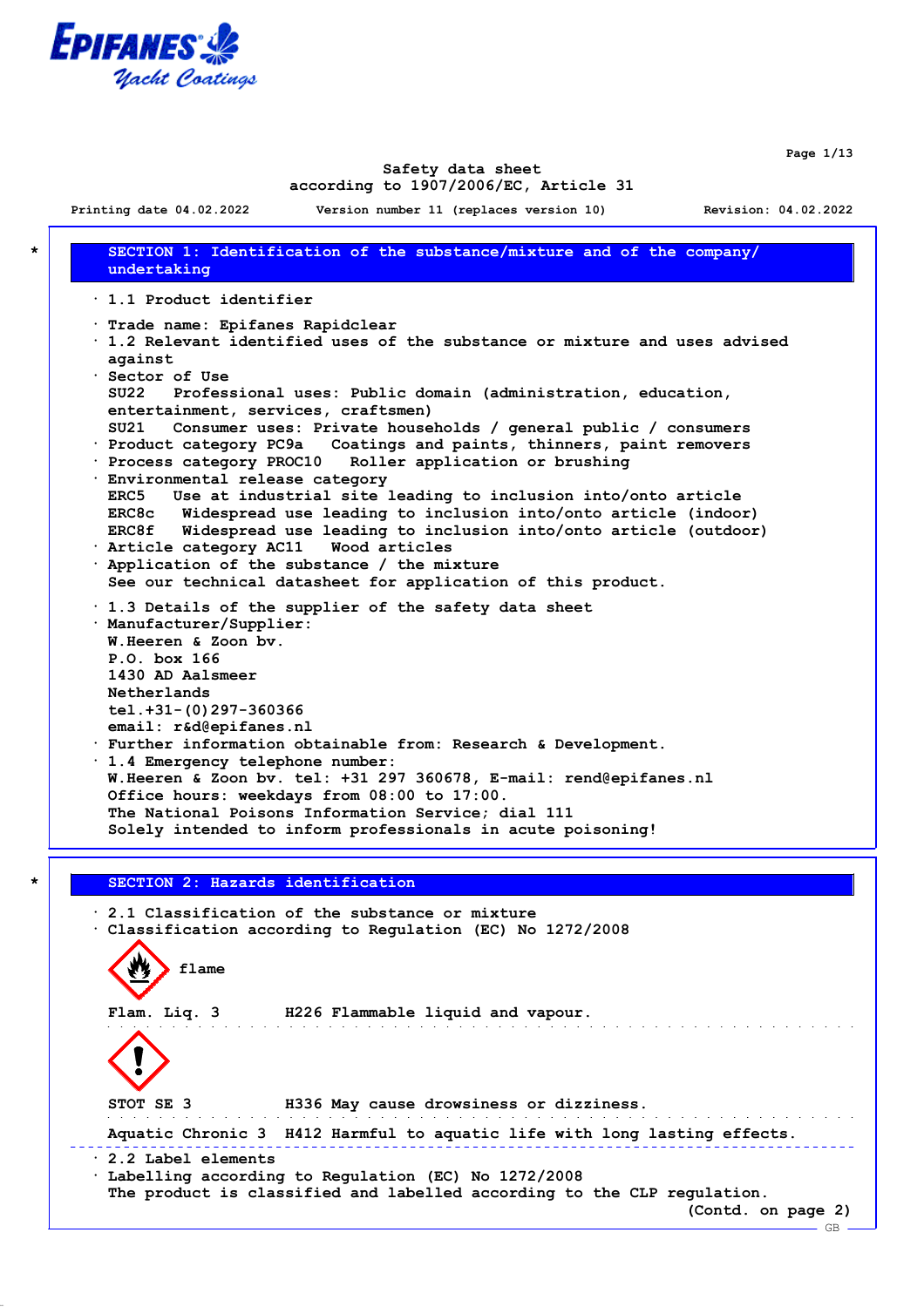# Safety data sheet
according to 1907/2006/EC, Article 31

Printing date 04.02.2022 Version number 11 (replaces version 10) Revision: 04.02.2022

## * SECTION 1: Identification of the substance/mixture and of the company/undertaking

· 1.1 Product identifier

· Trade name: Epifanes Rapidclear
· 1.2 Relevant identified uses of the substance or mixture and uses advised against
· Sector of Use
SU22 Professional uses: Public domain (administration, education, entertainment, services, craftsmen)
SU21 Consumer uses: Private households / general public / consumers
· Product category PC9a Coatings and paints, thinners, paint removers
· Process category PROC10 Roller application or brushing
· Environmental release category
ERC5 Use at industrial site leading to inclusion into/onto article
ERC8c Widespread use leading to inclusion into/onto article (indoor)
ERC8f Widespread use leading to inclusion into/onto article (outdoor)
· Article category AC11 Wood articles
· Application of the substance / the mixture
See our technical datasheet for application of this product.

· 1.3 Details of the supplier of the safety data sheet
· Manufacturer/Supplier:
W.Heeren & Zoon bv.
P.O. box 166
1430 AD Aalsmeer
Netherlands
tel.+31-(0)297-360366
email: r&d@epifanes.nl
· Further information obtainable from: Research & Development.
· 1.4 Emergency telephone number:
W.Heeren & Zoon bv. tel: +31 297 360678, E-mail: rend@epifanes.nl
Office hours: weekdays from 08:00 to 17:00.
The National Poisons Information Service; dial 111
Solely intended to inform professionals in acute poisoning!

## * SECTION 2: Hazards identification

· 2.1 Classification of the substance or mixture
· Classification according to Regulation (EC) No 1272/2008

flame

Flam. Liq. 3 H226 Flammable liquid and vapour.

STOT SE 3 H336 May cause drowsiness or dizziness.

Aquatic Chronic 3 H412 Harmful to aquatic life with long lasting effects.

· 2.2 Label elements
· Labelling according to Regulation (EC) No 1272/2008
The product is classified and labelled according to the CLP regulation.

(Contd. on page 2)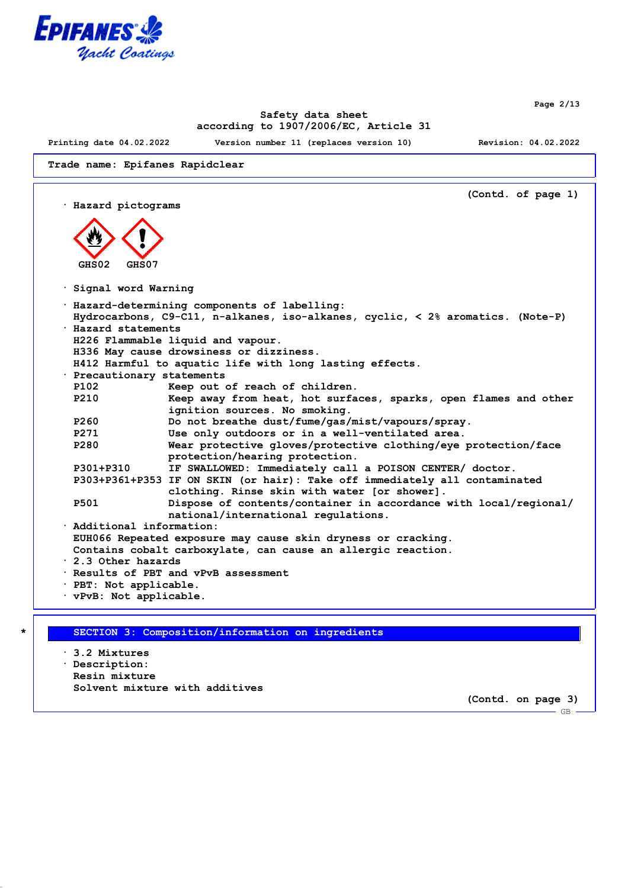Safety data sheet
according to 1907/2006/EC, Article 31

Printing date 04.02.2022 Version number 11 (replaces version 10) Revision: 04.02.2022

**Trade name: Epifanes Rapidclear**

(Contd. of page 1)

· Hazard pictograms

GHS02 GHS07

· Signal word Warning

· Hazard-determining components of labelling:
Hydrocarbons, C9-C11, n-alkanes, iso-alkanes, cyclic, < 2% aromatics. (Note-P)

· Hazard statements
H226 Flammable liquid and vapour.
H336 May cause drowsiness or dizziness.
H412 Harmful to aquatic life with long lasting effects.

· Precautionary statements

| | |
|---|---|
| P102 | Keep out of reach of children. |
| P210 | Keep away from heat, hot surfaces, sparks, open flames and other ignition sources. No smoking. |
| P260 | Do not breathe dust/fume/gas/mist/vapours/spray. |
| P271 | Use only outdoors or in a well-ventilated area. |
| P280 | Wear protective gloves/protective clothing/eye protection/face protection/hearing protection. |
| P301+P310 | IF SWALLOWED: Immediately call a POISON CENTER/ doctor. |
| P303+P361+P353 | IF ON SKIN (or hair): Take off immediately all contaminated clothing. Rinse skin with water [or shower]. |
| P501 | Dispose of contents/container in accordance with local/regional/national/international regulations. |

· Additional information:
EUH066 Repeated exposure may cause skin dryness or cracking.
Contains cobalt carboxylate, can cause an allergic reaction.

· 2.3 Other hazards

· Results of PBT and vPvB assessment

· PBT: Not applicable.

· vPvB: Not applicable.

## * SECTION 3: Composition/information on ingredients

· 3.2 Mixtures

· Description:
Resin mixture
Solvent mixture with additives

(Contd. on page 3)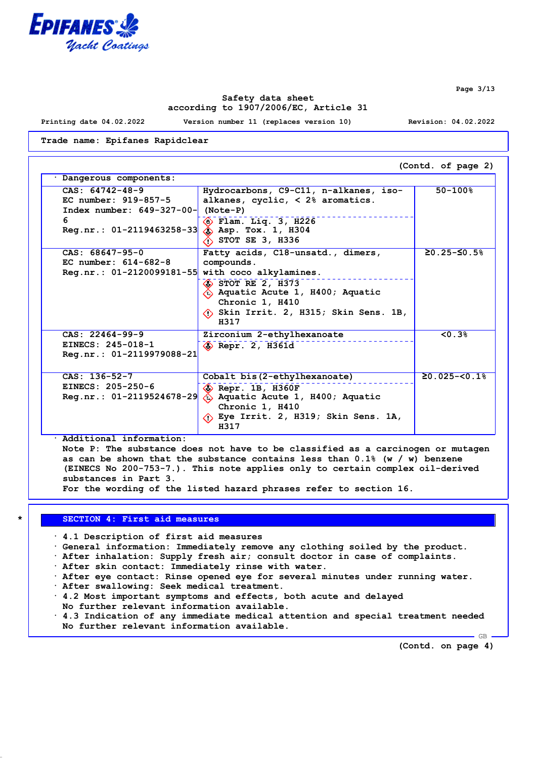Trade name: Epifanes Rapidclear

(Contd. of page 2)

· Dangerous components:

| | | |
|---|---|---|
| CAS: 64742-48-9<br>EC number: 919-857-5<br>Index number: 649-327-00-6<br>Reg.nr.: 01-2119463258-33 | Hydrocarbons, C9-C11, n-alkanes, iso-alkanes, cyclic, < 2% aromatics. (Note-P)<br>Flam. Liq. 3, H226<br>Asp. Tox. 1, H304<br>STOT SE 3, H336 | 50-100% |
| CAS: 68647-95-0<br>EC number: 614-682-8<br>Reg.nr.: 01-2120099181-55 | Fatty acids, C18-unsatd., dimers, compounds with coco alkylamines.<br>STOT RE 2, H373<br>Aquatic Acute 1, H400; Aquatic Chronic 1, H410<br>Skin Irrit. 2, H315; Skin Sens. 1B, H317 | ≥0.25-≤0.5% |
| CAS: 22464-99-9<br>EINECS: 245-018-1<br>Reg.nr.: 01-2119979088-21 | Zirconium 2-ethylhexanoate<br>Repr. 2, H361d | <0.3% |
| CAS: 136-52-7<br>EINECS: 205-250-6<br>Reg.nr.: 01-2119524678-29 | Cobalt bis(2-ethylhexanoate)<br>Repr. 1B, H360F<br>Aquatic Acute 1, H400; Aquatic Chronic 1, H410<br>Eye Irrit. 2, H319; Skin Sens. 1A, H317 | ≥0.025-<0.1% |

· Additional information:
Note P: The substance does not have to be classified as a carcinogen or mutagen as can be shown that the substance contains less than 0.1% (w / w) benzene (EINECS No 200-753-7.). This note applies only to certain complex oil-derived substances in Part 3.
For the wording of the listed hazard phrases refer to section 16.

## SECTION 4: First aid measures

· 4.1 Description of first aid measures
· General information: Immediately remove any clothing soiled by the product.
· After inhalation: Supply fresh air; consult doctor in case of complaints.
· After skin contact: Immediately rinse with water.
· After eye contact: Rinse opened eye for several minutes under running water.
· After swallowing: Seek medical treatment.
· 4.2 Most important symptoms and effects, both acute and delayed
No further relevant information available.
· 4.3 Indication of any immediate medical attention and special treatment needed
No further relevant information available.

(Contd. on page 4)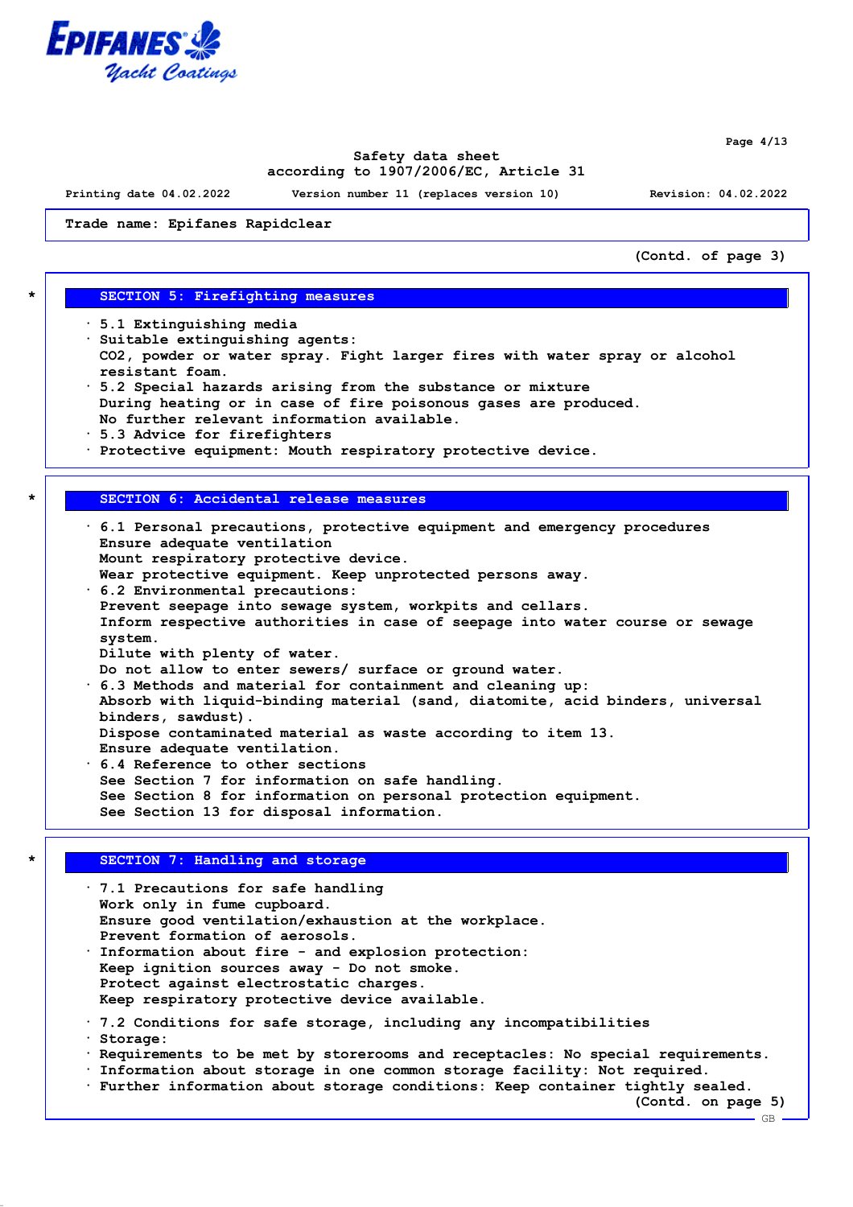Trade name: Epifanes Rapidclear

(Contd. of page 3)

## * SECTION 5: Firefighting measures

- 5.1 Extinguishing media
- Suitable extinguishing agents:
  $CO_2$, powder or water spray. Fight larger fires with water spray or alcohol resistant foam.
- 5.2 Special hazards arising from the substance or mixture
  During heating or in case of fire poisonous gases are produced.
  No further relevant information available.
- 5.3 Advice for firefighters
- Protective equipment: Mouth respiratory protective device.

## * SECTION 6: Accidental release measures

- 6.1 Personal precautions, protective equipment and emergency procedures
  Ensure adequate ventilation
  Mount respiratory protective device.
  Wear protective equipment. Keep unprotected persons away.
- 6.2 Environmental precautions:
  Prevent seepage into sewage system, workpits and cellars.
  Inform respective authorities in case of seepage into water course or sewage system.
  Dilute with plenty of water.
  Do not allow to enter sewers/ surface or ground water.
- 6.3 Methods and material for containment and cleaning up:
  Absorb with liquid-binding material (sand, diatomite, acid binders, universal binders, sawdust).
  Dispose contaminated material as waste according to item 13.
  Ensure adequate ventilation.
- 6.4 Reference to other sections
  See Section 7 for information on safe handling.
  See Section 8 for information on personal protection equipment.
  See Section 13 for disposal information.

## * SECTION 7: Handling and storage

- 7.1 Precautions for safe handling
  Work only in fume cupboard.
  Ensure good ventilation/exhaustion at the workplace.
  Prevent formation of aerosols.
- Information about fire - and explosion protection:
  Keep ignition sources away - Do not smoke.
  Protect against electrostatic charges.
  Keep respiratory protective device available.
- 7.2 Conditions for safe storage, including any incompatibilities
- Storage:
- Requirements to be met by storerooms and receptacles: No special requirements.
- Information about storage in one common storage facility: Not required.
- Further information about storage conditions: Keep container tightly sealed.

(Contd. on page 5)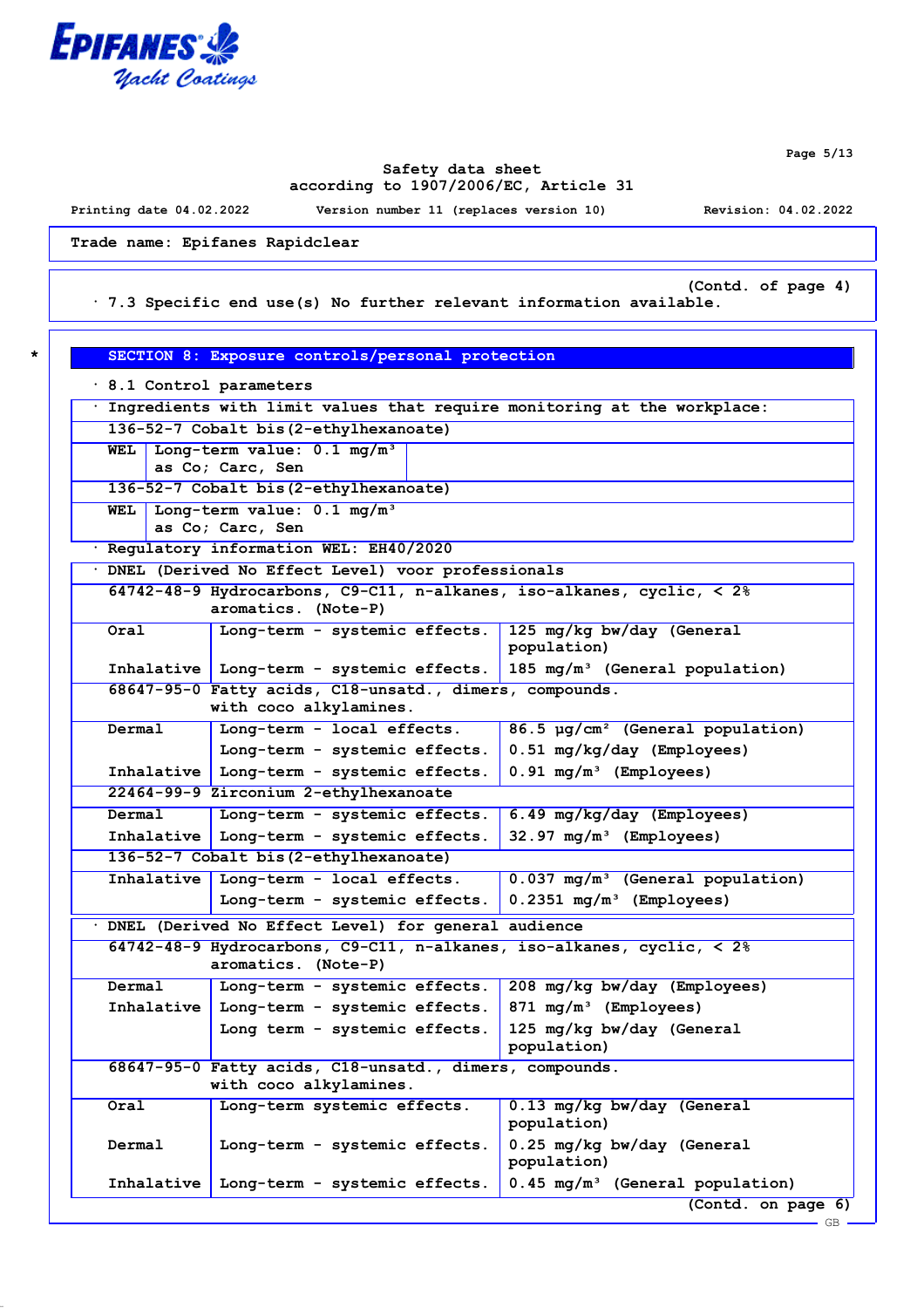Trade name: Epifanes Rapidclear

(Contd. of page 4)

· 7.3 Specific end use(s) No further relevant information available.

## SECTION 8: Exposure controls/personal protection

· 8.1 Control parameters

| · Ingredients with limit values that require monitoring at the workplace: | |
|---|---|
| 136-52-7 Cobalt bis(2-ethylhexanoate) | |
| WEL | Long-term value: 0.1 mg/m³ as Co; Carc, Sen |
| 136-52-7 Cobalt bis(2-ethylhexanoate) | |
| WEL | Long-term value: 0.1 mg/m³ as Co; Carc, Sen |

· Regulatory information WEL: EH40/2020

| · DNEL (Derived No Effect Level) voor professionals | | |
|---|---|---|
| 64742-48-9 Hydrocarbons, C9-C11, n-alkanes, iso-alkanes, cyclic, < 2% aromatics. (Note-P) | | |
| Oral | Long-term - systemic effects. | 125 mg/kg bw/day (General population) |
| Inhalative | Long-term - systemic effects. | 185 mg/m³ (General population) |
| 68647-95-0 Fatty acids, C18-unsatd., dimers, compounds. with coco alkylamines. | | |
| Dermal | Long-term - local effects. | 86.5 µg/cm² (General population) |
| | Long-term - systemic effects. | 0.51 mg/kg/day (Employees) |
| Inhalative | Long-term - systemic effects. | 0.91 mg/m³ (Employees) |
| 22464-99-9 Zirconium 2-ethylhexanoate | | |
| Dermal | Long-term - systemic effects. | 6.49 mg/kg/day (Employees) |
| Inhalative | Long-term - systemic effects. | 32.97 mg/m³ (Employees) |
| 136-52-7 Cobalt bis(2-ethylhexanoate) | | |
| Inhalative | Long-term - local effects. | 0.037 mg/m³ (General population) |
| | Long-term - systemic effects. | 0.2351 mg/m³ (Employees) |

| · DNEL (Derived No Effect Level) for general audience | | |
|---|---|---|
| 64742-48-9 Hydrocarbons, C9-C11, n-alkanes, iso-alkanes, cyclic, < 2% aromatics. (Note-P) | | |
| Dermal | Long-term - systemic effects. | 208 mg/kg bw/day (Employees) |
| Inhalative | Long-term - systemic effects. | 871 mg/m³ (Employees) |
| | Long term - systemic effects. | 125 mg/kg bw/day (General population) |
| 68647-95-0 Fatty acids, C18-unsatd., dimers, compounds. with coco alkylamines. | | |
| Oral | Long-term systemic effects. | 0.13 mg/kg bw/day (General population) |
| Dermal | Long-term - systemic effects. | 0.25 mg/kg bw/day (General population) |
| Inhalative | Long-term - systemic effects. | 0.45 mg/m³ (General population) |

(Contd. on page 6)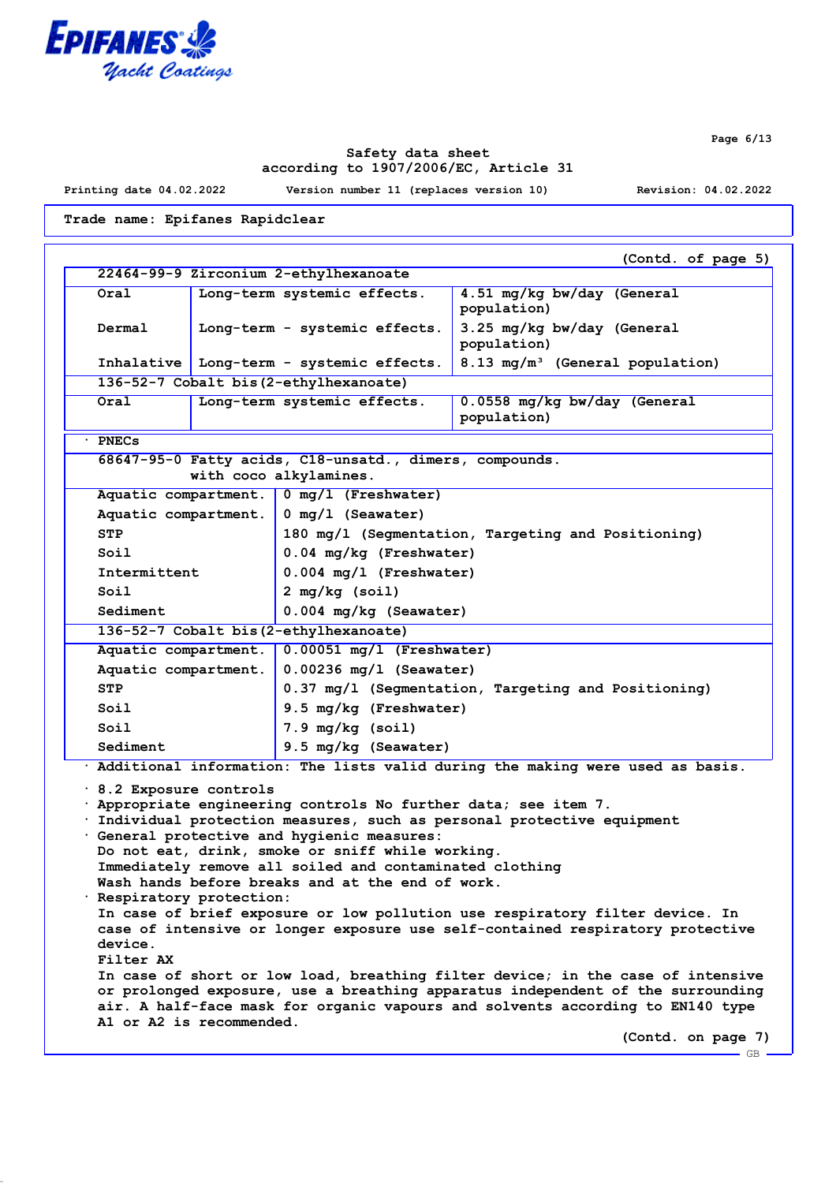Trade name: Epifanes Rapidclear

(Contd. of page 5)

| 22464-99-9 Zirconium 2-ethylhexanoate | | |
|---|---|---|
| Oral | Long-term systemic effects. | 4.51 mg/kg bw/day (General population) |
| Dermal | Long-term - systemic effects. | 3.25 mg/kg bw/day (General population) |
| Inhalative | Long-term - systemic effects. | 8.13 mg/m³ (General population) |
| **136-52-7 Cobalt bis(2-ethylhexanoate)** | | |
| Oral | Long-term systemic effects. | 0.0558 mg/kg bw/day (General population) |

· **PNECs**

| 68647-95-0 Fatty acids, C18-unsatd., dimers, compounds. with coco alkylamines. | |
|---|---|
| Aquatic compartment. | 0 mg/l (Freshwater) |
| Aquatic compartment. | 0 mg/l (Seawater) |
| STP | 180 mg/l (Segmentation, Targeting and Positioning) |
| Soil | 0.04 mg/kg (Freshwater) |
| Intermittent | 0.004 mg/l (Freshwater) |
| Soil | 2 mg/kg (soil) |
| Sediment | 0.004 mg/kg (Seawater) |
| **136-52-7 Cobalt bis(2-ethylhexanoate)** | |
| Aquatic compartment. | 0.00051 mg/l (Freshwater) |
| Aquatic compartment. | 0.00236 mg/l (Seawater) |
| STP | 0.37 mg/l (Segmentation, Targeting and Positioning) |
| Soil | 9.5 mg/kg (Freshwater) |
| Soil | 7.9 mg/kg (soil) |
| Sediment | 9.5 mg/kg (Seawater) |

· **Additional information:** The lists valid during the making were used as basis.

· **8.2 Exposure controls**
· **Appropriate engineering controls** No further data; see item 7.
· **Individual protection measures, such as personal protective equipment**
· **General protective and hygienic measures:**
Do not eat, drink, smoke or sniff while working.
Immediately remove all soiled and contaminated clothing
Wash hands before breaks and at the end of work.
· **Respiratory protection:**
In case of brief exposure or low pollution use respiratory filter device. In case of intensive or longer exposure use self-contained respiratory protective device.
Filter AX
In case of short or low load, breathing filter device; in the case of intensive or prolonged exposure, use a breathing apparatus independent of the surrounding air. A half-face mask for organic vapours and solvents according to EN140 type A1 or A2 is recommended.

(Contd. on page 7)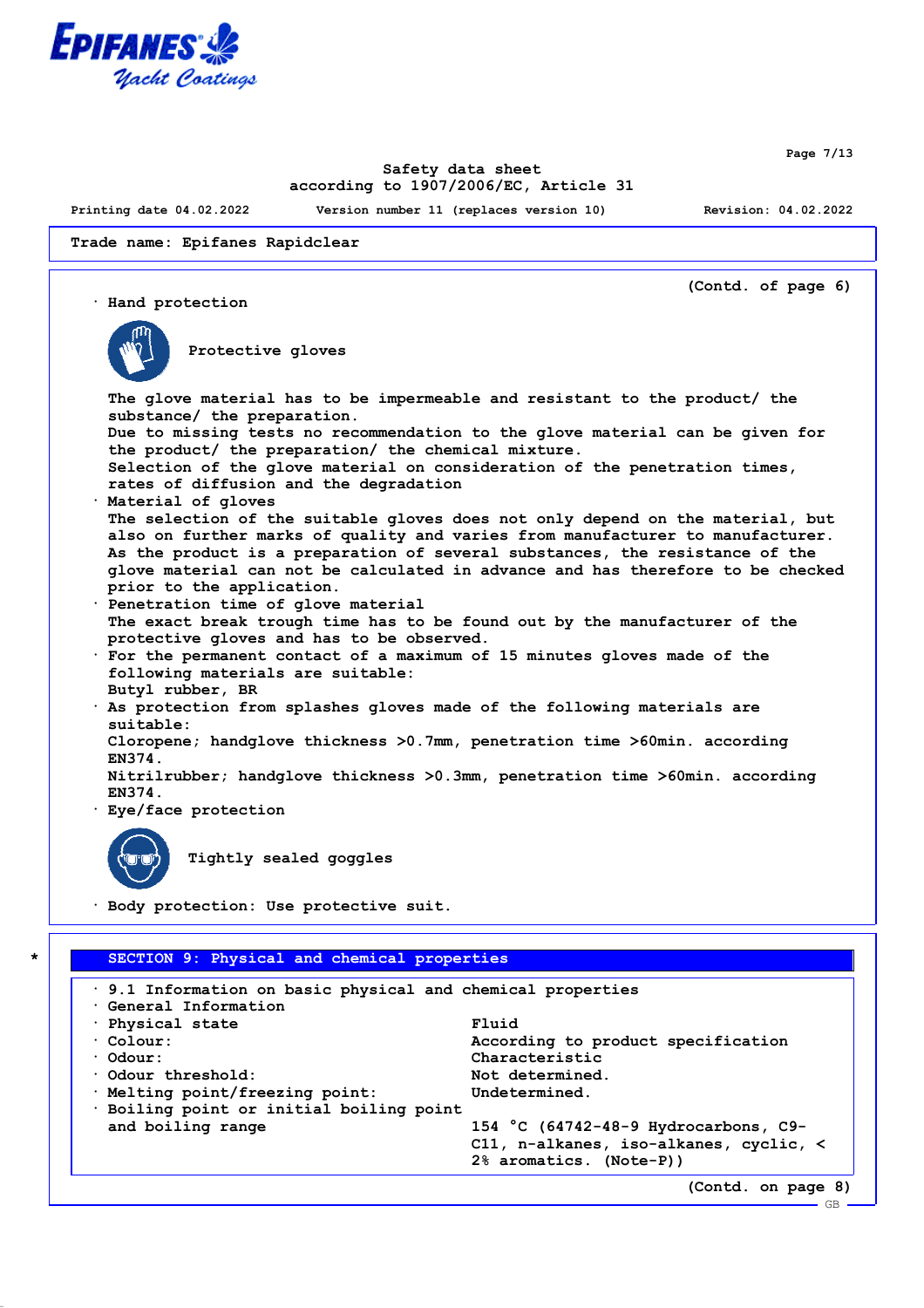Trade name: Epifanes Rapidclear

(Contd. of page 6)

· Hand protection

Protective gloves

The glove material has to be impermeable and resistant to the product/ the substance/ the preparation.
Due to missing tests no recommendation to the glove material can be given for the product/ the preparation/ the chemical mixture.
Selection of the glove material on consideration of the penetration times, rates of diffusion and the degradation

· Material of gloves
The selection of the suitable gloves does not only depend on the material, but also on further marks of quality and varies from manufacturer to manufacturer. As the product is a preparation of several substances, the resistance of the glove material can not be calculated in advance and has therefore to be checked prior to the application.

· Penetration time of glove material
The exact break trough time has to be found out by the manufacturer of the protective gloves and has to be observed.

· For the permanent contact of a maximum of 15 minutes gloves made of the following materials are suitable:
Butyl rubber, BR

· As protection from splashes gloves made of the following materials are suitable:
Cloropene; handglove thickness >0.7mm, penetration time >60min. according EN374.
Nitrilrubber; handglove thickness >0.3mm, penetration time >60min. according EN374.

· Eye/face protection

Tightly sealed goggles

· Body protection: Use protective suit.

## SECTION 9: Physical and chemical properties

· 9.1 Information on basic physical and chemical properties

· General Information

| | |
|---|---|
| · Physical state | Fluid |
| · Colour: | According to product specification |
| · Odour: | Characteristic |
| · Odour threshold: | Not determined. |
| · Melting point/freezing point: | Undetermined. |
| · Boiling point or initial boiling point and boiling range | 154 °C (64742-48-9 Hydrocarbons, C9-C11, n-alkanes, iso-alkanes, cyclic, < 2% aromatics. (Note-P)) |

(Contd. on page 8)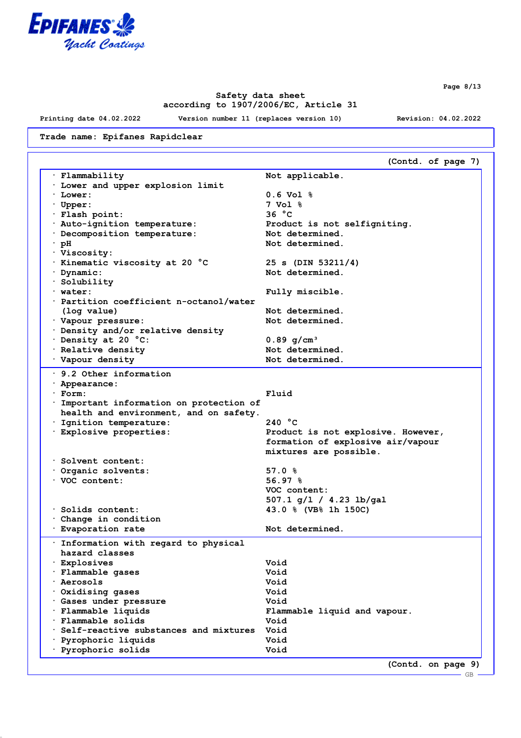Safety data sheet
according to 1907/2006/EC, Article 31

Printing date 04.02.2022 Version number 11 (replaces version 10) Revision: 04.02.2022

**Trade name: Epifanes Rapidclear**

(Contd. of page 7)

| | |
|---|---|
| · Flammability | Not applicable. |
| · Lower and upper explosion limit | |
| · Lower: | 0.6 Vol % |
| · Upper: | 7 Vol % |
| · Flash point: | 36 °C |
| · Auto-ignition temperature: | Product is not selfigniting. |
| · Decomposition temperature: | Not determined. |
| · pH | Not determined. |
| · Viscosity: | |
| · Kinematic viscosity at 20 °C | 25 s (DIN 53211/4) |
| · Dynamic: | Not determined. |
| · Solubility | |
| · water: | Fully miscible. |
| · Partition coefficient n-octanol/water (log value) | Not determined. |
| · Vapour pressure: | Not determined. |
| · Density and/or relative density | |
| · Density at 20 °C: | 0.89 g/cm³ |
| · Relative density | Not determined. |
| · Vapour density | Not determined. |

| | |
|---|---|
| · 9.2 Other information | |
| · Appearance: | |
| · Form: | Fluid |
| · Important information on protection of health and environment, and on safety. | |
| · Ignition temperature: | 240 °C |
| · Explosive properties: | Product is not explosive. However, formation of explosive air/vapour mixtures are possible. |
| · Solvent content: | |
| · Organic solvents: | 57.0 % |
| · VOC content: | 56.97 % |
| | VOC content: |
| | 507.1 g/l / 4.23 lb/gal |
| · Solids content: | 43.0 % (VB% 1h 150C) |
| · Change in condition | |
| · Evaporation rate | Not determined. |

| | |
|---|---|
| · Information with regard to physical hazard classes | |
| · Explosives | Void |
| · Flammable gases | Void |
| · Aerosols | Void |
| · Oxidising gases | Void |
| · Gases under pressure | Void |
| · Flammable liquids | Flammable liquid and vapour. |
| · Flammable solids | Void |
| · Self-reactive substances and mixtures | Void |
| · Pyrophoric liquids | Void |
| · Pyrophoric solids | Void |

(Contd. on page 9)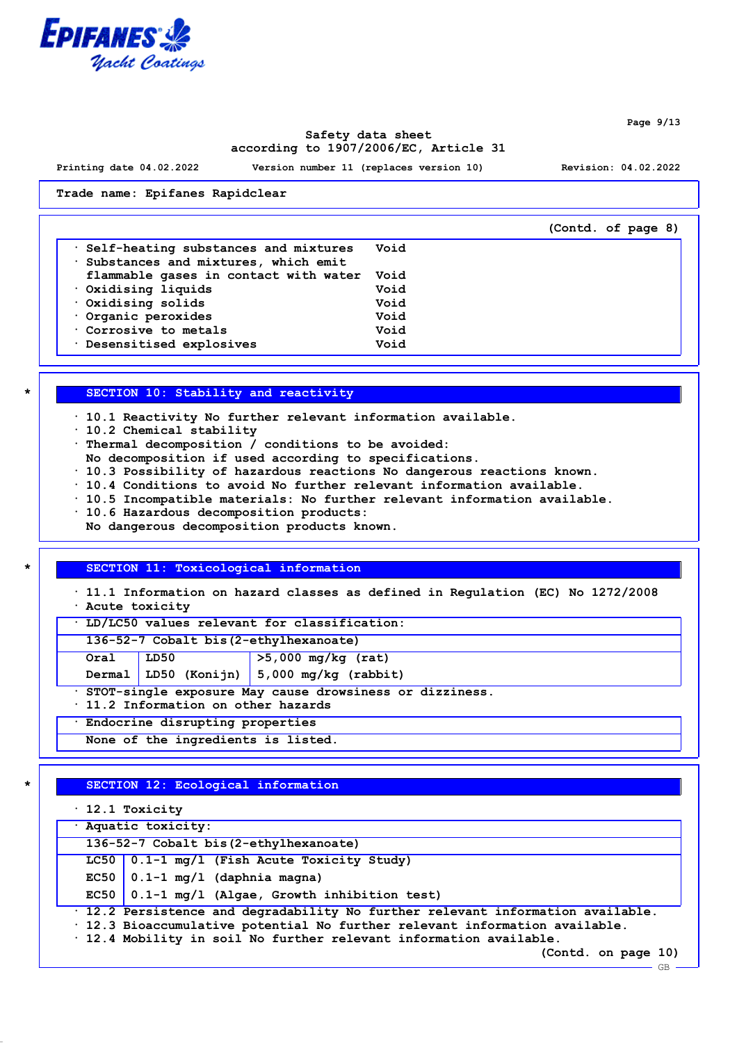Trade name: Epifanes Rapidclear

(Contd. of page 8)

| | |
|---|---|
| · Self-heating substances and mixtures | Void |
| · Substances and mixtures, which emit flammable gases in contact with water | Void |
| · Oxidising liquids | Void |
| · Oxidising solids | Void |
| · Organic peroxides | Void |
| · Corrosive to metals | Void |
| · Desensitised explosives | Void |

## SECTION 10: Stability and reactivity

- 10.1 Reactivity No further relevant information available.
- 10.2 Chemical stability
- Thermal decomposition / conditions to be avoided:
  No decomposition if used according to specifications.
- 10.3 Possibility of hazardous reactions No dangerous reactions known.
- 10.4 Conditions to avoid No further relevant information available.
- 10.5 Incompatible materials: No further relevant information available.
- 10.6 Hazardous decomposition products:
  No dangerous decomposition products known.

## SECTION 11: Toxicological information

- 11.1 Information on hazard classes as defined in Regulation (EC) No 1272/2008
- Acute toxicity

| · LD/LC50 values relevant for classification: | | |
|---|---|---|
| 136-52-7 Cobalt bis(2-ethylhexanoate) | | |
| Oral | LD50 | >5,000 mg/kg (rat) |
| Dermal | LD50 (Konijn) | 5,000 mg/kg (rabbit) |

- STOT-single exposure May cause drowsiness or dizziness.
- 11.2 Information on other hazards

| · Endocrine disrupting properties |
|---|
| None of the ingredients is listed. |

## SECTION 12: Ecological information

- 12.1 Toxicity

| · Aquatic toxicity: | |
|---|---|
| 136-52-7 Cobalt bis(2-ethylhexanoate) | |
| LC50 | 0.1-1 mg/l (Fish Acute Toxicity Study) |
| EC50 | 0.1-1 mg/l (daphnia magna) |
| EC50 | 0.1-1 mg/l (Algae, Growth inhibition test) |

- 12.2 Persistence and degradability No further relevant information available.
- 12.3 Bioaccumulative potential No further relevant information available.
- 12.4 Mobility in soil No further relevant information available.

(Contd. on page 10)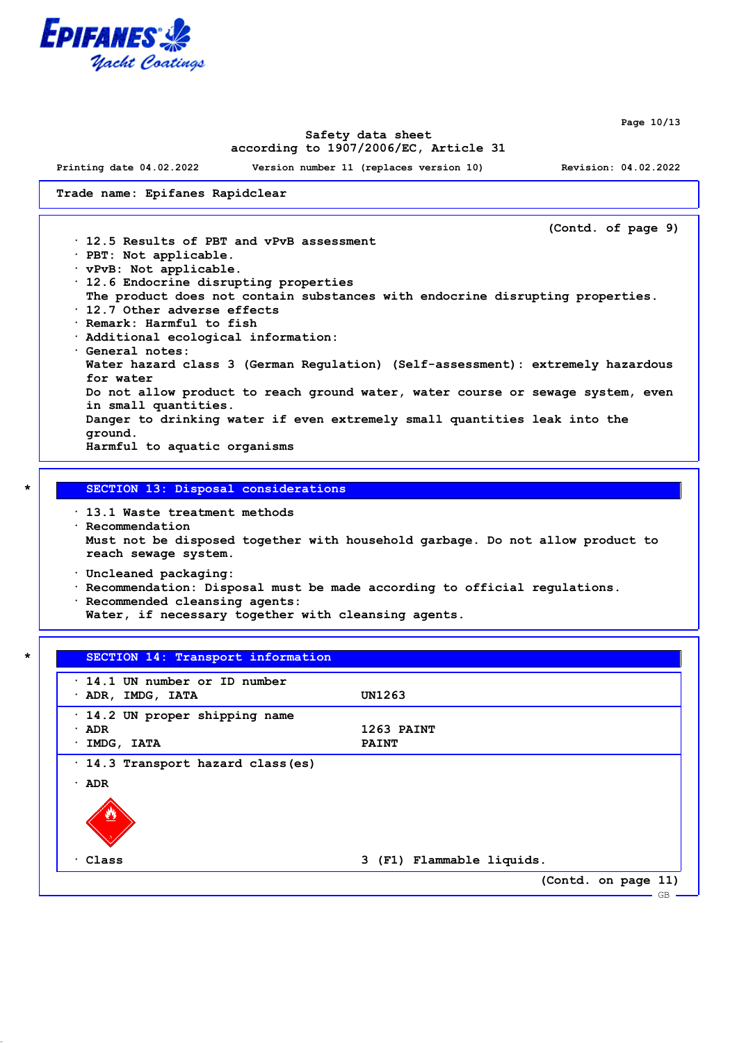Trade name: Epifanes Rapidclear

(Contd. of page 9)

· 12.5 Results of PBT and vPvB assessment
· PBT: Not applicable.
· vPvB: Not applicable.
· 12.6 Endocrine disrupting properties
The product does not contain substances with endocrine disrupting properties.
· 12.7 Other adverse effects
· Remark: Harmful to fish
· Additional ecological information:
· General notes:
Water hazard class 3 (German Regulation) (Self-assessment): extremely hazardous for water
Do not allow product to reach ground water, water course or sewage system, even in small quantities.
Danger to drinking water if even extremely small quantities leak into the ground.
Harmful to aquatic organisms

\* 

## SECTION 13: Disposal considerations

· 13.1 Waste treatment methods
· Recommendation
Must not be disposed together with household garbage. Do not allow product to reach sewage system.

· Uncleaned packaging:
· Recommendation: Disposal must be made according to official regulations.
· Recommended cleansing agents:
Water, if necessary together with cleansing agents.

\* 

## SECTION 14: Transport information

| | |
|---|---|
| · 14.1 UN number or ID number | |
| · ADR, IMDG, IATA | UN1263 |
| · 14.2 UN proper shipping name | |
| · ADR | 1263 PAINT |
| · IMDG, IATA | PAINT |
| · 14.3 Transport hazard class(es) | |
| · ADR | |
| · Class | 3 (F1) Flammable liquids. |

(Contd. on page 11)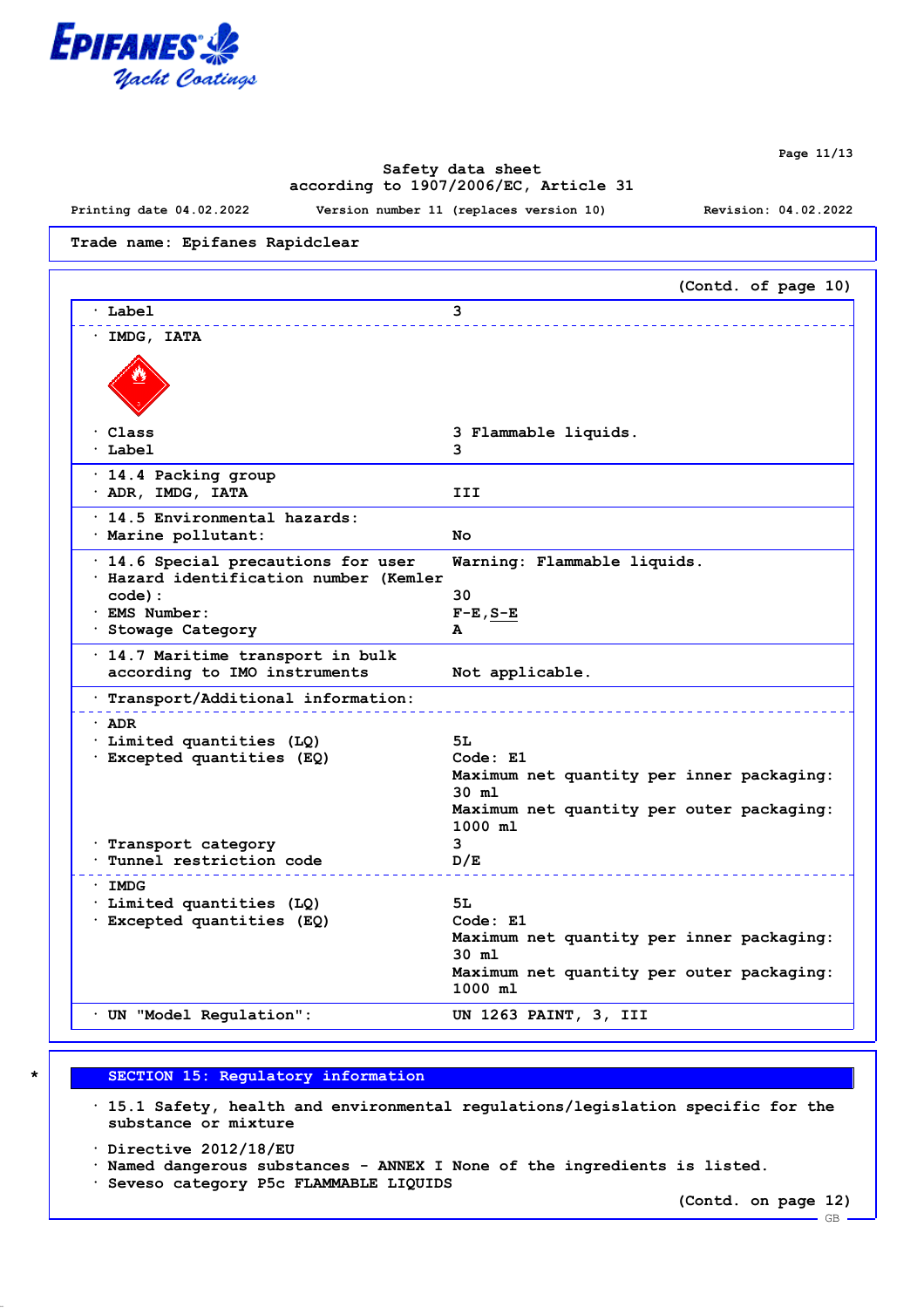Trade name: Epifanes Rapidclear

(Contd. of page 10)

| | |
|---|---|
| · Label | 3 |
| · IMDG, IATA | |
| · Class | 3 Flammable liquids. |
| · Label | 3 |
| · 14.4 Packing group | |
| · ADR, IMDG, IATA | III |
| · 14.5 Environmental hazards: | |
| · Marine pollutant: | No |
| · 14.6 Special precautions for user | Warning: Flammable liquids. |
| · Hazard identification number (Kemler code): | 30 |
| · EMS Number: | F-E,S-E |
| · Stowage Category | A |
| · 14.7 Maritime transport in bulk according to IMO instruments | Not applicable. |
| · Transport/Additional information: | |
| · ADR | |
| · Limited quantities (LQ) | 5L |
| · Excepted quantities (EQ) | Code: E1<br>Maximum net quantity per inner packaging: 30 ml<br>Maximum net quantity per outer packaging: 1000 ml |
| · Transport category | 3 |
| · Tunnel restriction code | D/E |
| · IMDG | |
| · Limited quantities (LQ) | 5L |
| · Excepted quantities (EQ) | Code: E1<br>Maximum net quantity per inner packaging: 30 ml<br>Maximum net quantity per outer packaging: 1000 ml |
| · UN "Model Regulation": | UN 1263 PAINT, 3, III |

## * SECTION 15: Regulatory information

· 15.1 Safety, health and environmental regulations/legislation specific for the substance or mixture

· Directive 2012/18/EU
· Named dangerous substances - ANNEX I None of the ingredients is listed.
· Seveso category P5c FLAMMABLE LIQUIDS

(Contd. on page 12)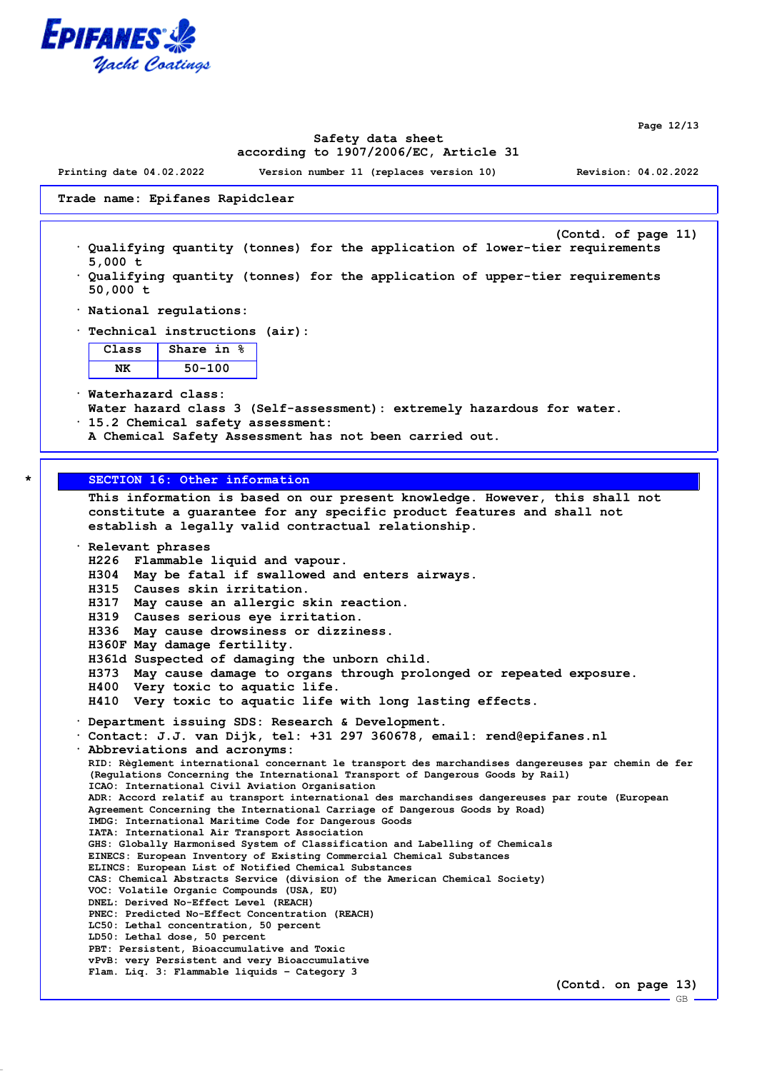Trade name: Epifanes Rapidclear

(Contd. of page 11)

· Qualifying quantity (tonnes) for the application of lower-tier requirements
5,000 t
· Qualifying quantity (tonnes) for the application of upper-tier requirements
50,000 t

· National regulations:

· Technical instructions (air):

| Class | Share in % |
|---|---|
| NK | 50-100 |

· Waterhazard class:
Water hazard class 3 (Self-assessment): extremely hazardous for water.
· 15.2 Chemical safety assessment:
A Chemical Safety Assessment has not been carried out.

## * SECTION 16: Other information

This information is based on our present knowledge. However, this shall not constitute a guarantee for any specific product features and shall not establish a legally valid contractual relationship.

· Relevant phrases
H226 Flammable liquid and vapour.
H304 May be fatal if swallowed and enters airways.
H315 Causes skin irritation.
H317 May cause an allergic skin reaction.
H319 Causes serious eye irritation.
H336 May cause drowsiness or dizziness.
H360F May damage fertility.
H361d Suspected of damaging the unborn child.
H373 May cause damage to organs through prolonged or repeated exposure.
H400 Very toxic to aquatic life.
H410 Very toxic to aquatic life with long lasting effects.

· Department issuing SDS: Research & Development.
· Contact: J.J. van Dijk, tel: +31 297 360678, email: rend@epifanes.nl
· Abbreviations and acronyms:
RID: Règlement international concernant le transport des marchandises dangereuses par chemin de fer (Regulations Concerning the International Transport of Dangerous Goods by Rail)
ICAO: International Civil Aviation Organisation
ADR: Accord relatif au transport international des marchandises dangereuses par route (European Agreement Concerning the International Carriage of Dangerous Goods by Road)
IMDG: International Maritime Code for Dangerous Goods
IATA: International Air Transport Association
GHS: Globally Harmonised System of Classification and Labelling of Chemicals
EINECS: European Inventory of Existing Commercial Chemical Substances
ELINCS: European List of Notified Chemical Substances
CAS: Chemical Abstracts Service (division of the American Chemical Society)
VOC: Volatile Organic Compounds (USA, EU)
DNEL: Derived No-Effect Level (REACH)
PNEC: Predicted No-Effect Concentration (REACH)
LC50: Lethal concentration, 50 percent
LD50: Lethal dose, 50 percent
PBT: Persistent, Bioaccumulative and Toxic
vPvB: very Persistent and very Bioaccumulative
Flam. Liq. 3: Flammable liquids – Category 3

(Contd. on page 13)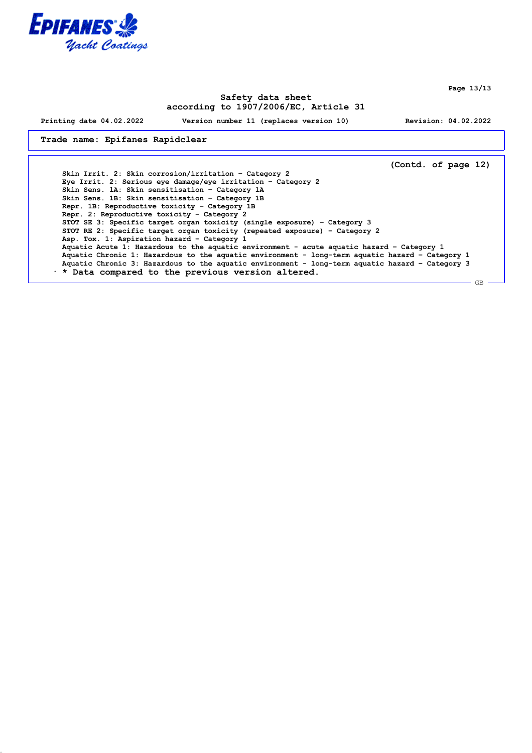**Trade name: Epifanes Rapidclear**

(Contd. of page 12)

Skin Irrit. 2: Skin corrosion/irritation – Category 2
Eye Irrit. 2: Serious eye damage/eye irritation – Category 2
Skin Sens. 1A: Skin sensitisation – Category 1A
Skin Sens. 1B: Skin sensitisation – Category 1B
Repr. 1B: Reproductive toxicity – Category 1B
Repr. 2: Reproductive toxicity – Category 2
STOT SE 3: Specific target organ toxicity (single exposure) – Category 3
STOT RE 2: Specific target organ toxicity (repeated exposure) – Category 2
Asp. Tox. 1: Aspiration hazard – Category 1
Aquatic Acute 1: Hazardous to the aquatic environment - acute aquatic hazard – Category 1
Aquatic Chronic 1: Hazardous to the aquatic environment - long-term aquatic hazard – Category 1
Aquatic Chronic 3: Hazardous to the aquatic environment - long-term aquatic hazard – Category 3

· * **Data compared to the previous version altered.**